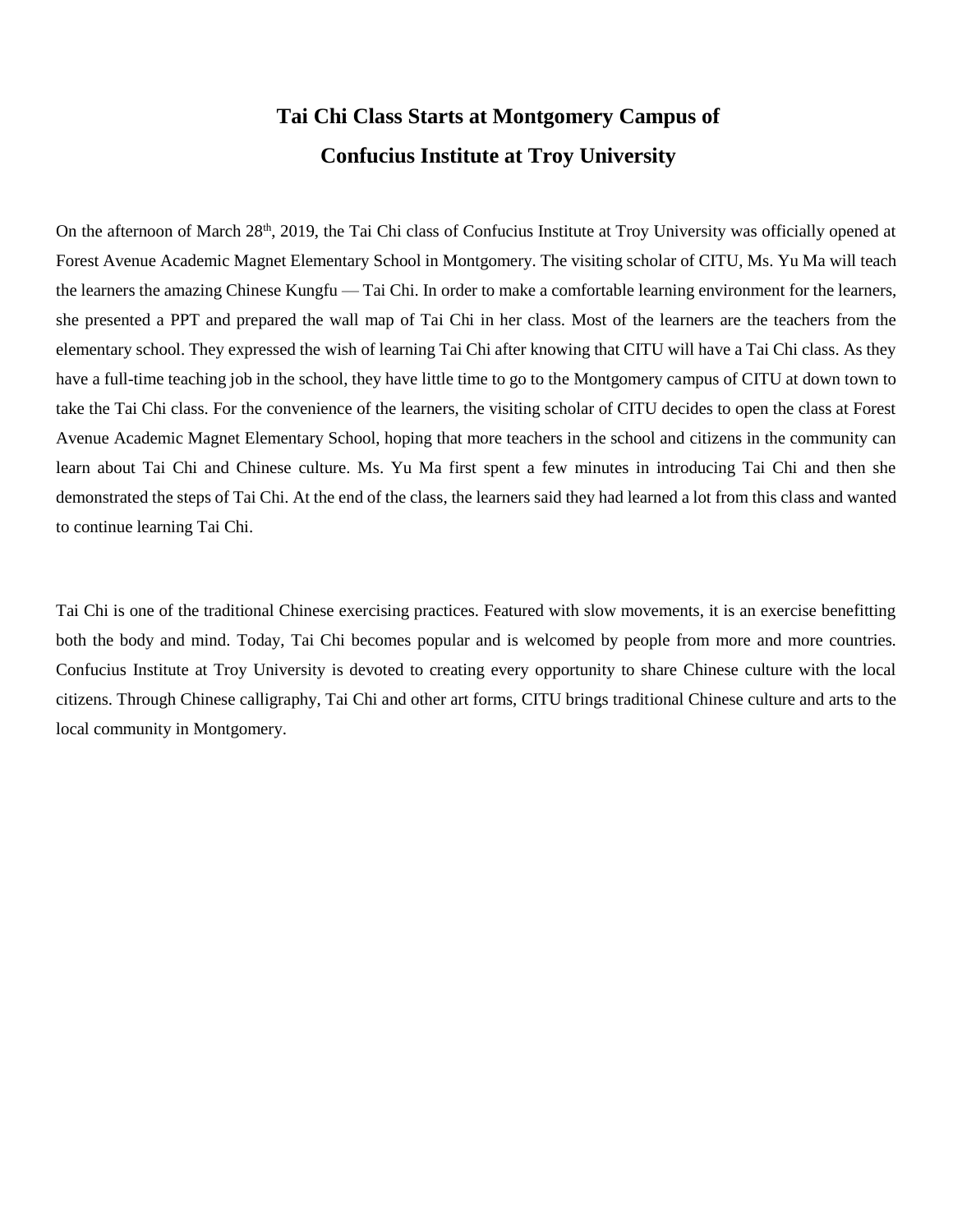# Tai Chi Class Starts at Montgomery Campus of Confucius Institute at Troy University

On the afternoon of March 28th, 2019, the Tai Chi class of Confucius Institute at Troy University was officially opened at Forest Avenue Academic Magnet Elementary School in Montgomery. The visiting scholar of CITU, Ms. Yu Ma will teach the learners the amazing Chinese Kungfu — Tai Chi. In order to make a comfortable learning environment for the learners, she presented a PPT and prepared the wall map of Tai Chi in her class. Most of the learners are the teachers from the elementary school. They expressed the wish of learning Tai Chi after knowing that CITU will have a Tai Chi class. As they have a full-time teaching job in the school, they have little time to go to the Montgomery campus of CITU at down town to take the Tai Chi class. For the convenience of the learners, the visiting scholar of CITU decides to open the class at Forest Avenue Academic Magnet Elementary School, hoping that more teachers in the school and citizens in the community can learn about Tai Chi and Chinese culture. Ms. Yu Ma first spent a few minutes in introducing Tai Chi and then she demonstrated the steps of Tai Chi. At the end of the class, the learners said they had learned a lot from this class and wanted to continue learning Tai Chi.

Tai Chi is one of the traditional Chinese exercising practices. Featured with slow movements, it is an exercise benefitting both the body and mind. Today, Tai Chi becomes popular and is welcomed by people from more and more countries. Confucius Institute at Troy University is devoted to creating every opportunity to share Chinese culture with the local citizens. Through Chinese calligraphy, Tai Chi and other art forms, CITU brings traditional Chinese culture and arts to the local community in Montgomery.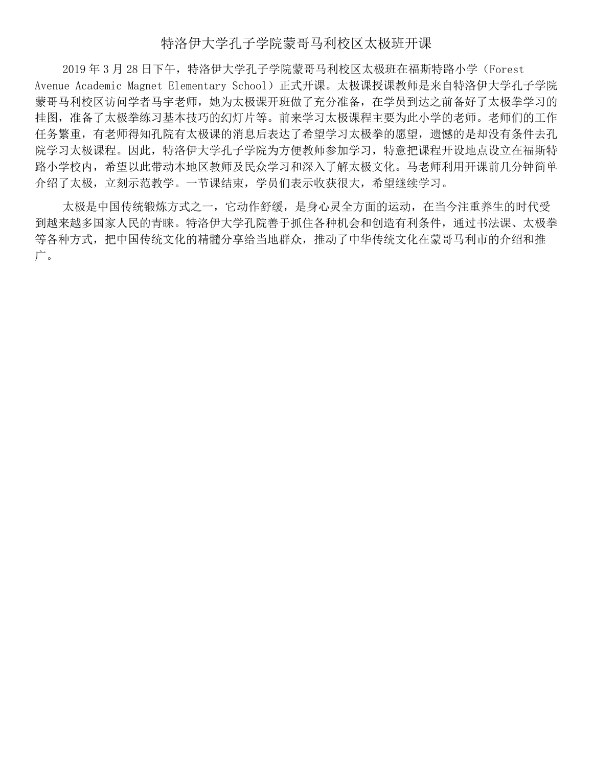# 特洛伊大学孔子学院蒙哥马利校区太极班开课

2019 年 3 月 28 日下午，特洛伊大学孔子学院蒙哥马利校区太极班在福斯特路小学（Forest Avenue Academic Magnet Elementary School）正式开课。太极课授课教师是来自特洛伊大学孔子学院蒙哥马利校区访问学者马宇老师，她为太极课开班做了充分准备，在学员到达之前备好了太极拳学习的挂图，准备了太极拳练习基本技巧的幻灯片等。前来学习太极课程主要为此小学的老师。老师们的工作任务繁重，有老师得知孔院有太极课的消息后表达了希望学习太极拳的愿望，遗憾的是却没有条件去孔院学习太极课程。因此，特洛伊大学孔子学院为方便教师参加学习，特意把课程开设地点设立在福斯特路小学校内，希望以此带动本地区教师及民众学习和深入了解太极文化。马老师利用开课前几分钟简单介绍了太极，立刻示范教学。一节课结束，学员们表示收获很大，希望继续学习。

太极是中国传统锻炼方式之一，它动作舒缓，是身心灵全方面的运动，在当今注重养生的时代受到越来越多国家人民的青睐。特洛伊大学孔院善于抓住各种机会和创造有利条件，通过书法课、太极拳等各种方式，把中国传统文化的精髓分享给当地群众，推动了中华传统文化在蒙哥马利市的介绍和推广。